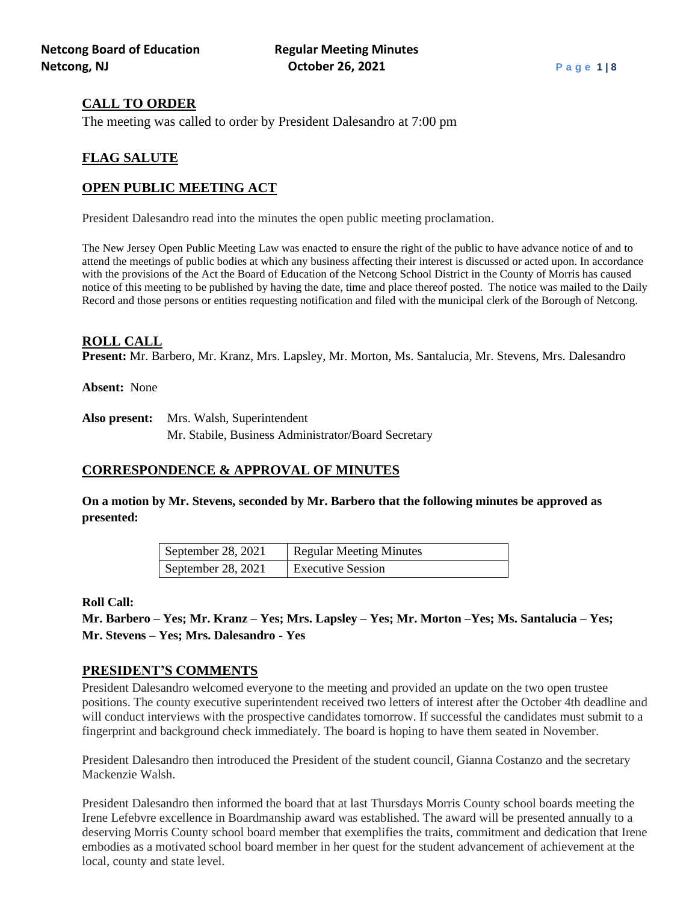## CALL TO ORDER

The meeting was called to order by President Dalesandro at 7:00 pm

## FLAG SALUTE

## OPEN PUBLIC MEETING ACT

President Dalesandro read into the minutes the open public meeting proclamation.

The New Jersey Open Public Meeting Law was enacted to ensure the right of the public to have advance notice of and to attend the meetings of public bodies at which any business affecting their interest is discussed or acted upon. In accordance with the provisions of the Act the Board of Education of the Netcong School District in the County of Morris has caused notice of this meeting to be published by having the date, time and place thereof posted. The notice was mailed to the Daily Record and those persons or entities requesting notification and filed with the municipal clerk of the Borough of Netcong.

## ROLL CALL

**Present:** Mr. Barbero, Mr. Kranz, Mrs. Lapsley, Mr. Morton, Ms. Santalucia, Mr. Stevens, Mrs. Dalesandro

**Absent:** None

**Also present:** Mrs. Walsh, Superintendent
Mr. Stabile, Business Administrator/Board Secretary

## CORRESPONDENCE & APPROVAL OF MINUTES

**On a motion by Mr. Stevens, seconded by Mr. Barbero that the following minutes be approved as presented:**

| | |
|---|---|
| September 28, 2021 | Regular Meeting Minutes |
| September 28, 2021 | Executive Session |

**Roll Call:**

**Mr. Barbero – Yes; Mr. Kranz – Yes; Mrs. Lapsley – Yes; Mr. Morton –Yes; Ms. Santalucia – Yes; Mr. Stevens – Yes; Mrs. Dalesandro - Yes**

## PRESIDENT'S COMMENTS

President Dalesandro welcomed everyone to the meeting and provided an update on the two open trustee positions. The county executive superintendent received two letters of interest after the October 4th deadline and will conduct interviews with the prospective candidates tomorrow. If successful the candidates must submit to a fingerprint and background check immediately. The board is hoping to have them seated in November.

President Dalesandro then introduced the President of the student council, Gianna Costanzo and the secretary Mackenzie Walsh.

President Dalesandro then informed the board that at last Thursdays Morris County school boards meeting the Irene Lefebvre excellence in Boardmanship award was established. The award will be presented annually to a deserving Morris County school board member that exemplifies the traits, commitment and dedication that Irene embodies as a motivated school board member in her quest for the student advancement of achievement at the local, county and state level.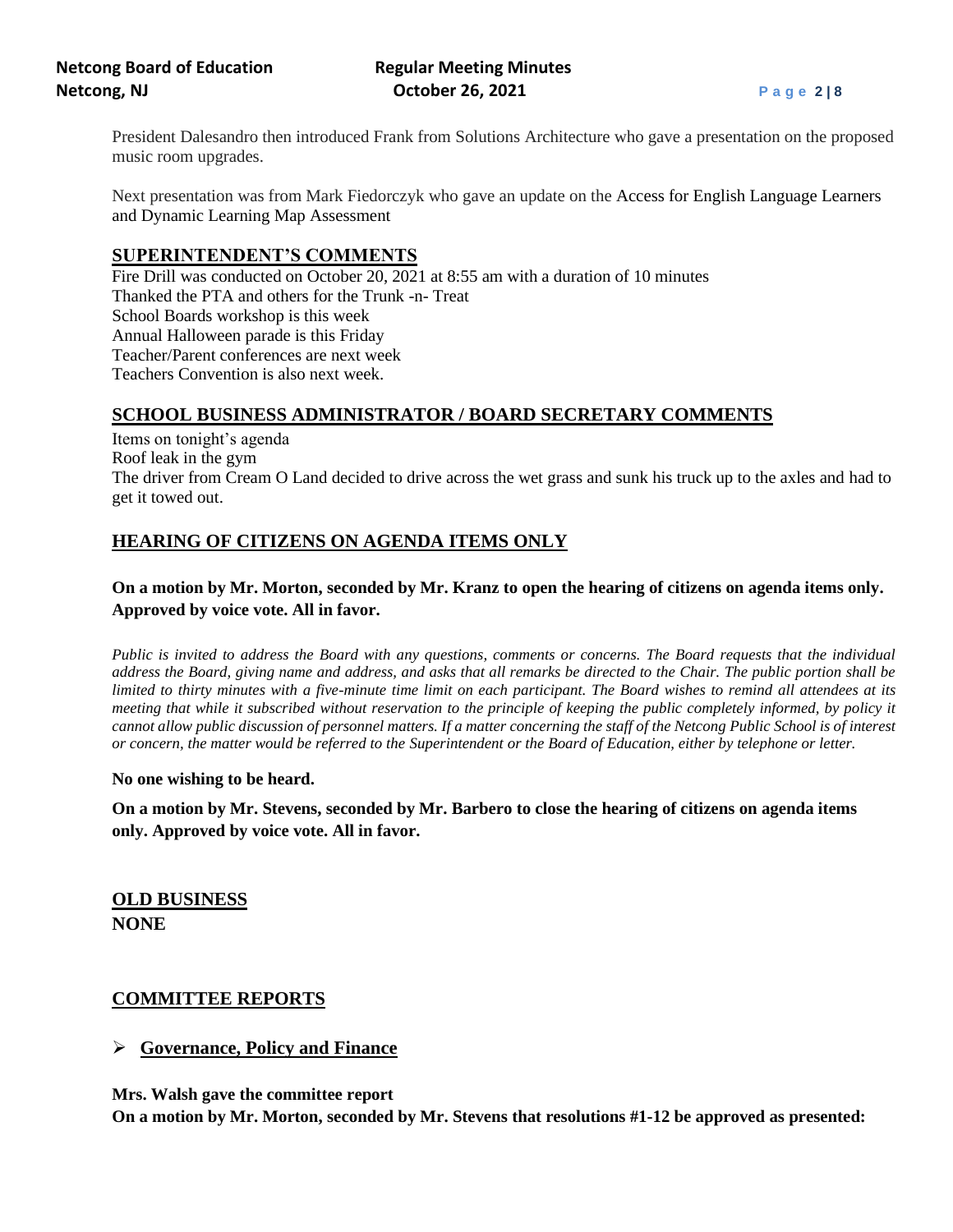President Dalesandro then introduced Frank from Solutions Architecture who gave a presentation on the proposed music room upgrades.

Next presentation was from Mark Fiedorczyk who gave an update on the Access for English Language Learners and Dynamic Learning Map Assessment

## SUPERINTENDENT'S COMMENTS

Fire Drill was conducted on October 20, 2021 at 8:55 am with a duration of 10 minutes
Thanked the PTA and others for the Trunk -n- Treat
School Boards workshop is this week
Annual Halloween parade is this Friday
Teacher/Parent conferences are next week
Teachers Convention is also next week.

## SCHOOL BUSINESS ADMINISTRATOR / BOARD SECRETARY COMMENTS

Items on tonight's agenda
Roof leak in the gym
The driver from Cream O Land decided to drive across the wet grass and sunk his truck up to the axles and had to get it towed out.

## HEARING OF CITIZENS ON AGENDA ITEMS ONLY

**On a motion by Mr. Morton, seconded by Mr. Kranz to open the hearing of citizens on agenda items only. Approved by voice vote. All in favor.**

*Public is invited to address the Board with any questions, comments or concerns. The Board requests that the individual address the Board, giving name and address, and asks that all remarks be directed to the Chair. The public portion shall be limited to thirty minutes with a five-minute time limit on each participant. The Board wishes to remind all attendees at its meeting that while it subscribed without reservation to the principle of keeping the public completely informed, by policy it cannot allow public discussion of personnel matters. If a matter concerning the staff of the Netcong Public School is of interest or concern, the matter would be referred to the Superintendent or the Board of Education, either by telephone or letter.*

**No one wishing to be heard.**

**On a motion by Mr. Stevens, seconded by Mr. Barbero to close the hearing of citizens on agenda items only. Approved by voice vote. All in favor.**

## OLD BUSINESS

**NONE**

## COMMITTEE REPORTS

- **Governance, Policy and Finance**

**Mrs. Walsh gave the committee report**
**On a motion by Mr. Morton, seconded by Mr. Stevens that resolutions #1-12 be approved as presented:**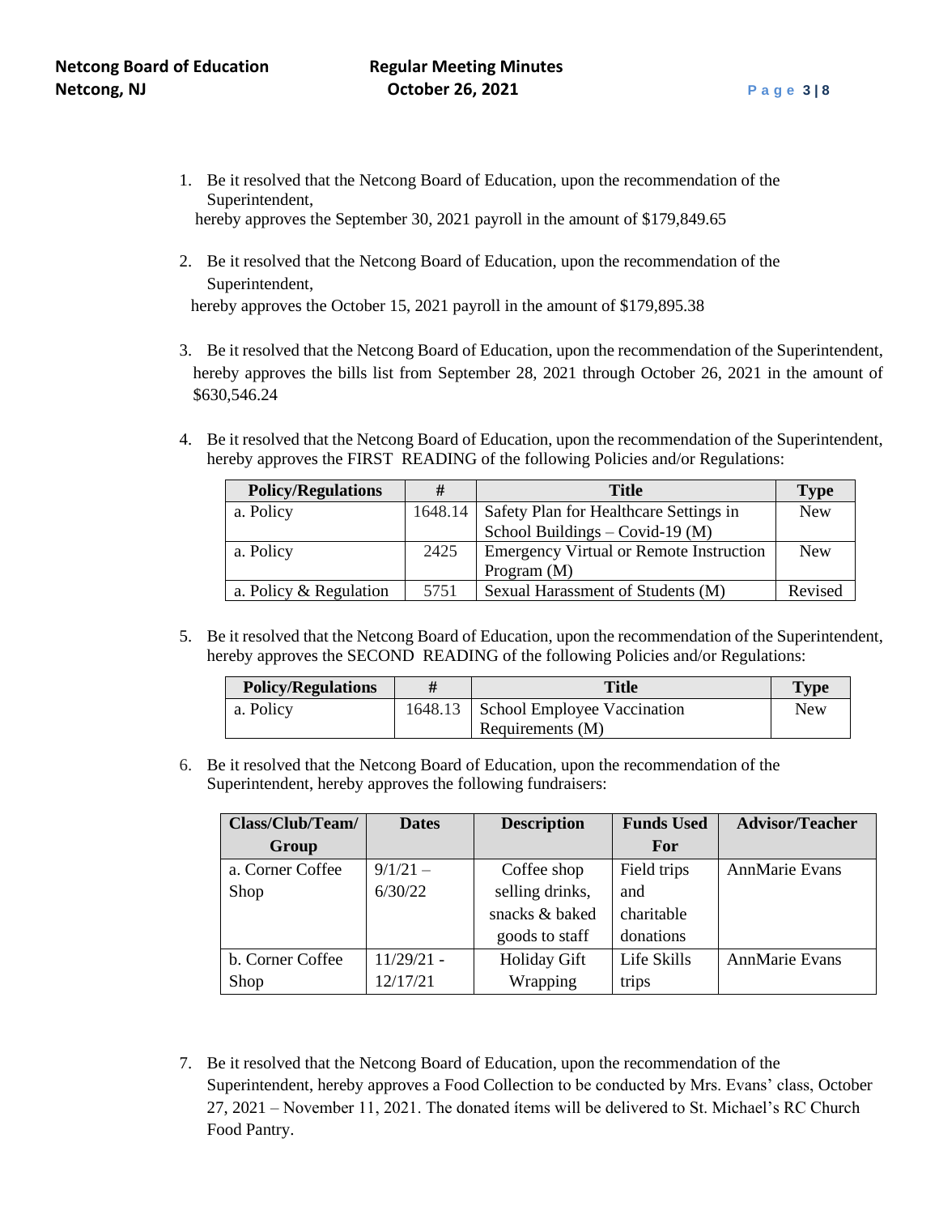1. Be it resolved that the Netcong Board of Education, upon the recommendation of the Superintendent, hereby approves the September 30, 2021 payroll in the amount of $179,849.65

2. Be it resolved that the Netcong Board of Education, upon the recommendation of the Superintendent, hereby approves the October 15, 2021 payroll in the amount of $179,895.38

3. Be it resolved that the Netcong Board of Education, upon the recommendation of the Superintendent, hereby approves the bills list from September 28, 2021 through October 26, 2021 in the amount of $630,546.24

4. Be it resolved that the Netcong Board of Education, upon the recommendation of the Superintendent, hereby approves the FIRST READING of the following Policies and/or Regulations:

| Policy/Regulations | # | Title | Type |
| --- | --- | --- | --- |
| a. Policy | 1648.14 | Safety Plan for Healthcare Settings in School Buildings – Covid-19 (M) | New |
| a. Policy | 2425 | Emergency Virtual or Remote Instruction Program (M) | New |
| a. Policy & Regulation | 5751 | Sexual Harassment of Students (M) | Revised |

5. Be it resolved that the Netcong Board of Education, upon the recommendation of the Superintendent, hereby approves the SECOND READING of the following Policies and/or Regulations:

| Policy/Regulations | # | Title | Type |
| --- | --- | --- | --- |
| a. Policy | 1648.13 | School Employee Vaccination Requirements (M) | New |

6. Be it resolved that the Netcong Board of Education, upon the recommendation of the Superintendent, hereby approves the following fundraisers:

| Class/Club/Team/ Group | Dates | Description | Funds Used For | Advisor/Teacher |
| --- | --- | --- | --- | --- |
| a. Corner Coffee Shop | 9/1/21 – 6/30/22 | Coffee shop selling drinks, snacks & baked goods to staff | Field trips and charitable donations | AnnMarie Evans |
| b. Corner Coffee Shop | 11/29/21 - 12/17/21 | Holiday Gift Wrapping | Life Skills trips | AnnMarie Evans |

7. Be it resolved that the Netcong Board of Education, upon the recommendation of the Superintendent, hereby approves a Food Collection to be conducted by Mrs. Evans' class, October 27, 2021 – November 11, 2021. The donated items will be delivered to St. Michael's RC Church Food Pantry.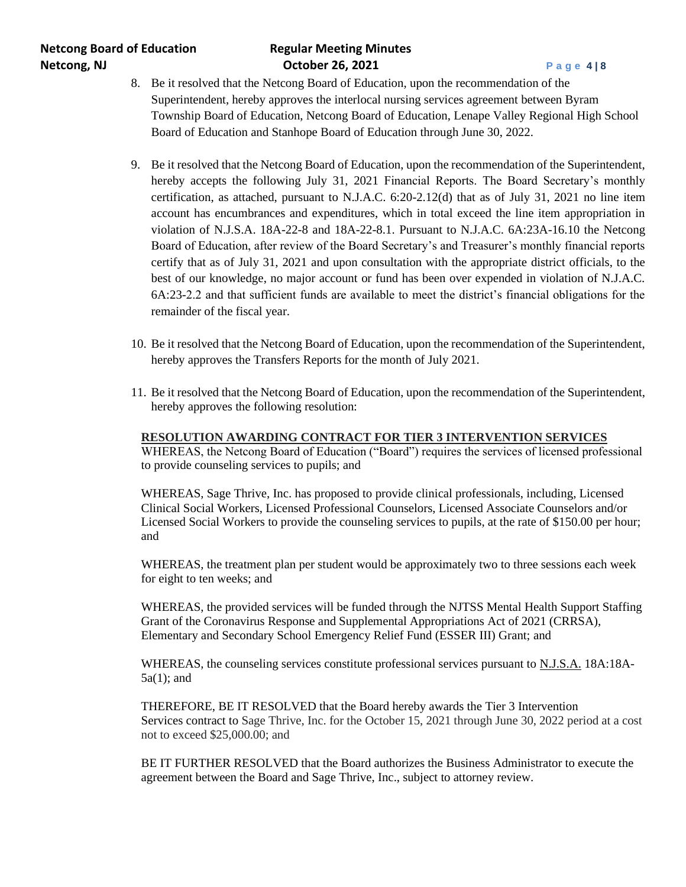8. Be it resolved that the Netcong Board of Education, upon the recommendation of the Superintendent, hereby approves the interlocal nursing services agreement between Byram Township Board of Education, Netcong Board of Education, Lenape Valley Regional High School Board of Education and Stanhope Board of Education through June 30, 2022.

9. Be it resolved that the Netcong Board of Education, upon the recommendation of the Superintendent, hereby accepts the following July 31, 2021 Financial Reports. The Board Secretary's monthly certification, as attached, pursuant to N.J.A.C. 6:20-2.12(d) that as of July 31, 2021 no line item account has encumbrances and expenditures, which in total exceed the line item appropriation in violation of N.J.S.A. 18A-22-8 and 18A-22-8.1. Pursuant to N.J.A.C. 6A:23A-16.10 the Netcong Board of Education, after review of the Board Secretary's and Treasurer's monthly financial reports certify that as of July 31, 2021 and upon consultation with the appropriate district officials, to the best of our knowledge, no major account or fund has been over expended in violation of N.J.A.C. 6A:23-2.2 and that sufficient funds are available to meet the district's financial obligations for the remainder of the fiscal year.

10. Be it resolved that the Netcong Board of Education, upon the recommendation of the Superintendent, hereby approves the Transfers Reports for the month of July 2021.

11. Be it resolved that the Netcong Board of Education, upon the recommendation of the Superintendent, hereby approves the following resolution:

**RESOLUTION AWARDING CONTRACT FOR TIER 3 INTERVENTION SERVICES**

WHEREAS, the Netcong Board of Education ("Board") requires the services of licensed professional to provide counseling services to pupils; and

WHEREAS, Sage Thrive, Inc. has proposed to provide clinical professionals, including, Licensed Clinical Social Workers, Licensed Professional Counselors, Licensed Associate Counselors and/or Licensed Social Workers to provide the counseling services to pupils, at the rate of $150.00 per hour; and

WHEREAS, the treatment plan per student would be approximately two to three sessions each week for eight to ten weeks; and

WHEREAS, the provided services will be funded through the NJTSS Mental Health Support Staffing Grant of the Coronavirus Response and Supplemental Appropriations Act of 2021 (CRRSA), Elementary and Secondary School Emergency Relief Fund (ESSER III) Grant; and

WHEREAS, the counseling services constitute professional services pursuant to N.J.S.A. 18A:18A-5a(1); and

THEREFORE, BE IT RESOLVED that the Board hereby awards the Tier 3 Intervention Services contract to Sage Thrive, Inc. for the October 15, 2021 through June 30, 2022 period at a cost not to exceed $25,000.00; and

BE IT FURTHER RESOLVED that the Board authorizes the Business Administrator to execute the agreement between the Board and Sage Thrive, Inc., subject to attorney review.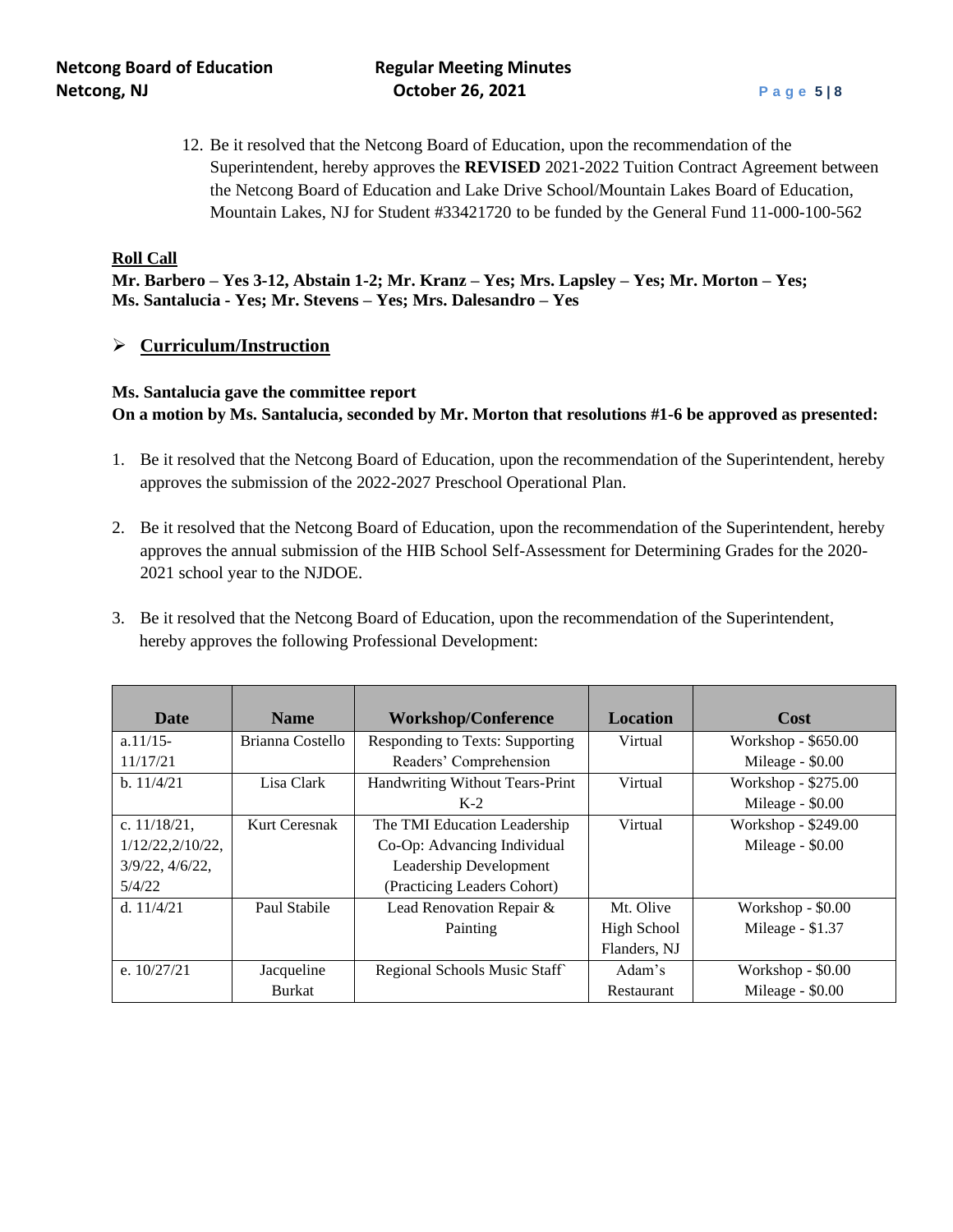12. Be it resolved that the Netcong Board of Education, upon the recommendation of the Superintendent, hereby approves the **REVISED** 2021-2022 Tuition Contract Agreement between the Netcong Board of Education and Lake Drive School/Mountain Lakes Board of Education, Mountain Lakes, NJ for Student #33421720 to be funded by the General Fund 11-000-100-562

**Roll Call**

**Mr. Barbero – Yes 3-12, Abstain 1-2; Mr. Kranz – Yes; Mrs. Lapsley – Yes; Mr. Morton – Yes; Ms. Santalucia - Yes; Mr. Stevens – Yes; Mrs. Dalesandro – Yes**

- **Curriculum/Instruction**

**Ms. Santalucia gave the committee report**

**On a motion by Ms. Santalucia, seconded by Mr. Morton that resolutions #1-6 be approved as presented:**

1. Be it resolved that the Netcong Board of Education, upon the recommendation of the Superintendent, hereby approves the submission of the 2022-2027 Preschool Operational Plan.

2. Be it resolved that the Netcong Board of Education, upon the recommendation of the Superintendent, hereby approves the annual submission of the HIB School Self-Assessment for Determining Grades for the 2020-2021 school year to the NJDOE.

3. Be it resolved that the Netcong Board of Education, upon the recommendation of the Superintendent, hereby approves the following Professional Development:

| Date | Name | Workshop/Conference | Location | Cost |
|---|---|---|---|---|
| a.11/15-11/17/21 | Brianna Costello | Responding to Texts: Supporting Readers' Comprehension | Virtual | Workshop - $650.00<br>Mileage - $0.00 |
| b. 11/4/21 | Lisa Clark | Handwriting Without Tears-Print K-2 | Virtual | Workshop - $275.00<br>Mileage - $0.00 |
| c. 11/18/21, 1/12/22,2/10/22, 3/9/22, 4/6/22, 5/4/22 | Kurt Ceresnak | The TMI Education Leadership Co-Op: Advancing Individual Leadership Development (Practicing Leaders Cohort) | Virtual | Workshop - $249.00<br>Mileage - $0.00 |
| d. 11/4/21 | Paul Stabile | Lead Renovation Repair & Painting | Mt. Olive High School Flanders, NJ | Workshop - $0.00<br>Mileage - $1.37 |
| e. 10/27/21 | Jacqueline Burkat | Regional Schools Music Staff` | Adam's Restaurant | Workshop - $0.00<br>Mileage - $0.00 |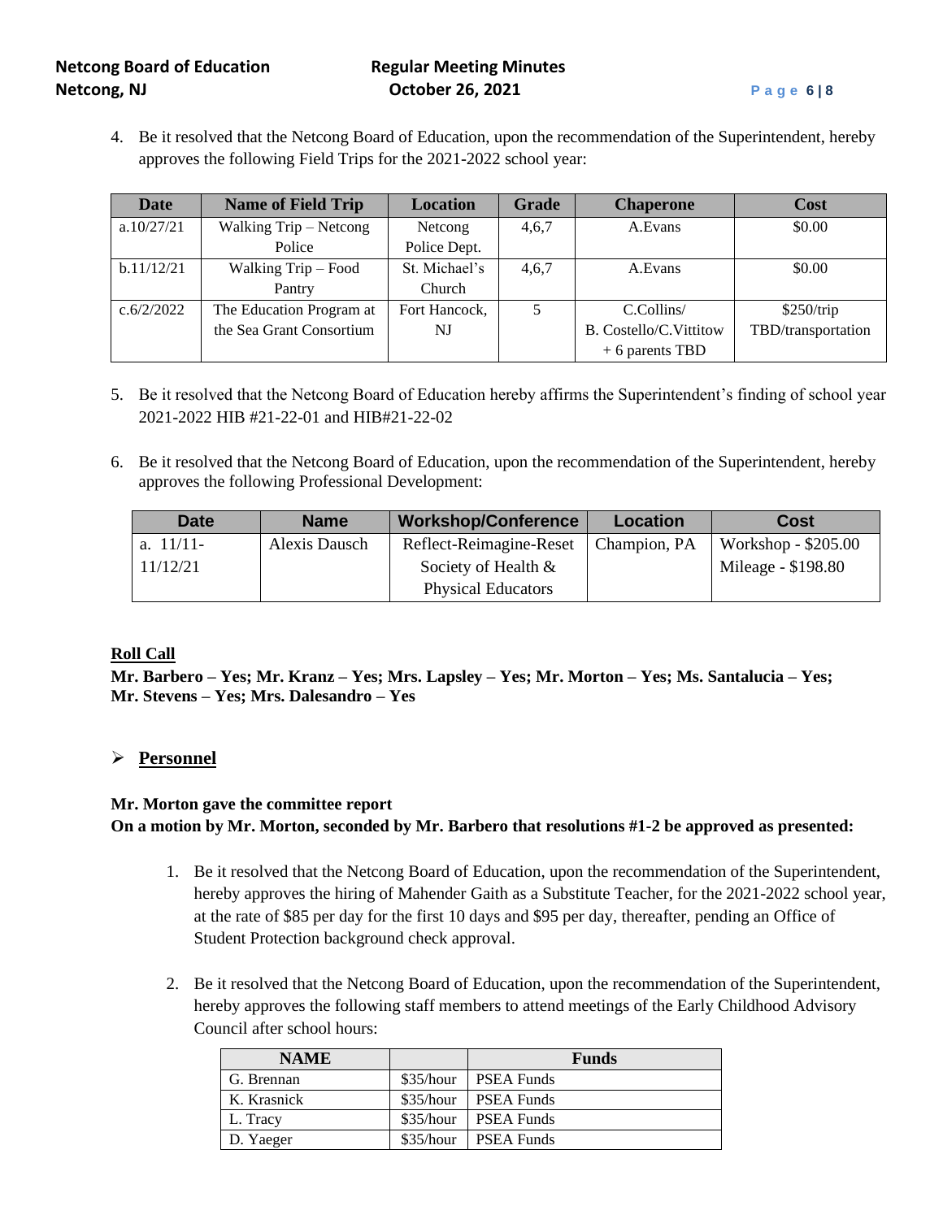4. Be it resolved that the Netcong Board of Education, upon the recommendation of the Superintendent, hereby approves the following Field Trips for the 2021-2022 school year:

| Date | Name of Field Trip | Location | Grade | Chaperone | Cost |
|---|---|---|---|---|---|
| a.10/27/21 | Walking Trip – Netcong Police | Netcong Police Dept. | 4,6,7 | A.Evans | $0.00 |
| b.11/12/21 | Walking Trip – Food Pantry | St. Michael's Church | 4,6,7 | A.Evans | $0.00 |
| c.6/2/2022 | The Education Program at the Sea Grant Consortium | Fort Hancock, NJ | 5 | C.Collins/ B. Costello/C.Vittitow + 6 parents TBD | $250/trip TBD/transportation |

5. Be it resolved that the Netcong Board of Education hereby affirms the Superintendent's finding of school year 2021-2022 HIB #21-22-01 and HIB#21-22-02

6. Be it resolved that the Netcong Board of Education, upon the recommendation of the Superintendent, hereby approves the following Professional Development:

| Date | Name | Workshop/Conference | Location | Cost |
|---|---|---|---|---|
| a. 11/11-11/12/21 | Alexis Dausch | Reflect-Reimagine-Reset Society of Health & Physical Educators | Champion, PA | Workshop - $205.00 Mileage - $198.80 |

**Roll Call**

**Mr. Barbero – Yes; Mr. Kranz – Yes; Mrs. Lapsley – Yes; Mr. Morton – Yes; Ms. Santalucia – Yes; Mr. Stevens – Yes; Mrs. Dalesandro – Yes**

## Personnel

**Mr. Morton gave the committee report**

**On a motion by Mr. Morton, seconded by Mr. Barbero that resolutions #1-2 be approved as presented:**

1. Be it resolved that the Netcong Board of Education, upon the recommendation of the Superintendent, hereby approves the hiring of Mahender Gaith as a Substitute Teacher, for the 2021-2022 school year, at the rate of $85 per day for the first 10 days and $95 per day, thereafter, pending an Office of Student Protection background check approval.

2. Be it resolved that the Netcong Board of Education, upon the recommendation of the Superintendent, hereby approves the following staff members to attend meetings of the Early Childhood Advisory Council after school hours:

| NAME | | Funds |
|---|---|---|
| G. Brennan | $35/hour | PSEA Funds |
| K. Krasnick | $35/hour | PSEA Funds |
| L. Tracy | $35/hour | PSEA Funds |
| D. Yaeger | $35/hour | PSEA Funds |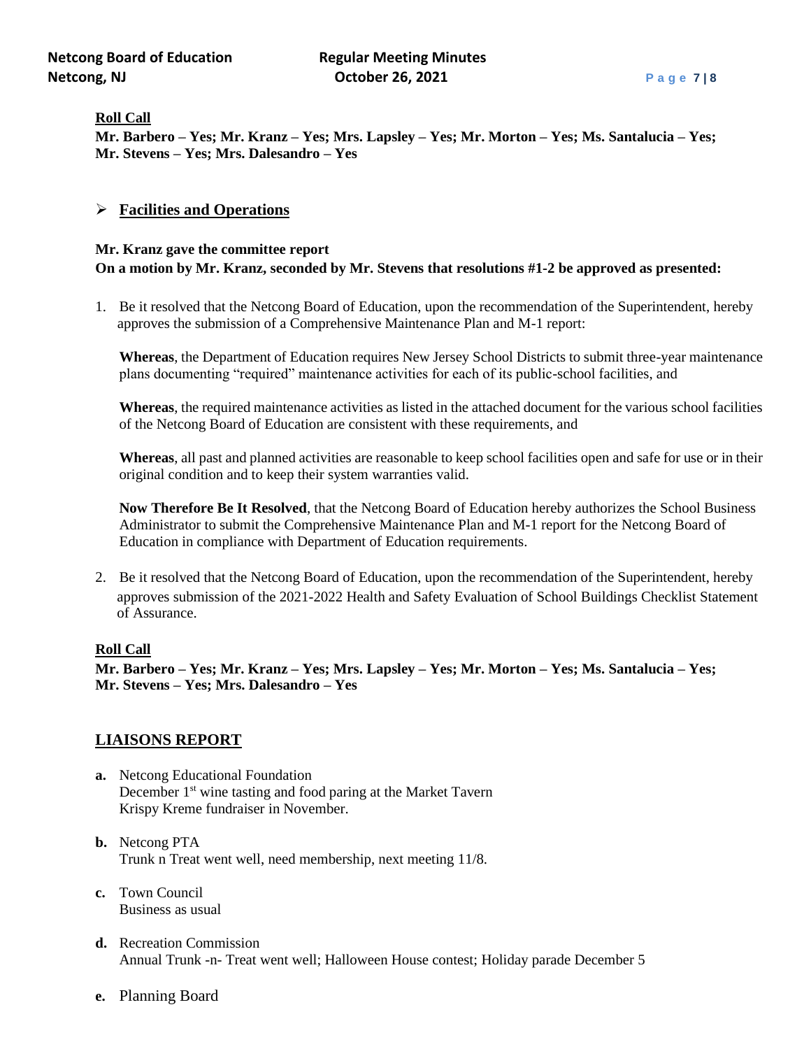**Roll Call**

**Mr. Barbero – Yes; Mr. Kranz – Yes; Mrs. Lapsley – Yes; Mr. Morton – Yes; Ms. Santalucia – Yes; Mr. Stevens – Yes; Mrs. Dalesandro – Yes**

## ➢ Facilities and Operations

**Mr. Kranz gave the committee report**
**On a motion by Mr. Kranz, seconded by Mr. Stevens that resolutions #1-2 be approved as presented:**

1. Be it resolved that the Netcong Board of Education, upon the recommendation of the Superintendent, hereby approves the submission of a Comprehensive Maintenance Plan and M-1 report:

   **Whereas**, the Department of Education requires New Jersey School Districts to submit three-year maintenance plans documenting "required" maintenance activities for each of its public-school facilities, and

   **Whereas**, the required maintenance activities as listed in the attached document for the various school facilities of the Netcong Board of Education are consistent with these requirements, and

   **Whereas**, all past and planned activities are reasonable to keep school facilities open and safe for use or in their original condition and to keep their system warranties valid.

   **Now Therefore Be It Resolved**, that the Netcong Board of Education hereby authorizes the School Business Administrator to submit the Comprehensive Maintenance Plan and M-1 report for the Netcong Board of Education in compliance with Department of Education requirements.

2. Be it resolved that the Netcong Board of Education, upon the recommendation of the Superintendent, hereby approves submission of the 2021-2022 Health and Safety Evaluation of School Buildings Checklist Statement of Assurance.

**Roll Call**

**Mr. Barbero – Yes; Mr. Kranz – Yes; Mrs. Lapsley – Yes; Mr. Morton – Yes; Ms. Santalucia – Yes; Mr. Stevens – Yes; Mrs. Dalesandro – Yes**

## LIAISONS REPORT

**a.** Netcong Educational Foundation
December 1st wine tasting and food paring at the Market Tavern
Krispy Kreme fundraiser in November.

**b.** Netcong PTA
Trunk n Treat went well, need membership, next meeting 11/8.

**c.** Town Council
Business as usual

**d.** Recreation Commission
Annual Trunk -n- Treat went well; Halloween House contest; Holiday parade December 5

**e.** Planning Board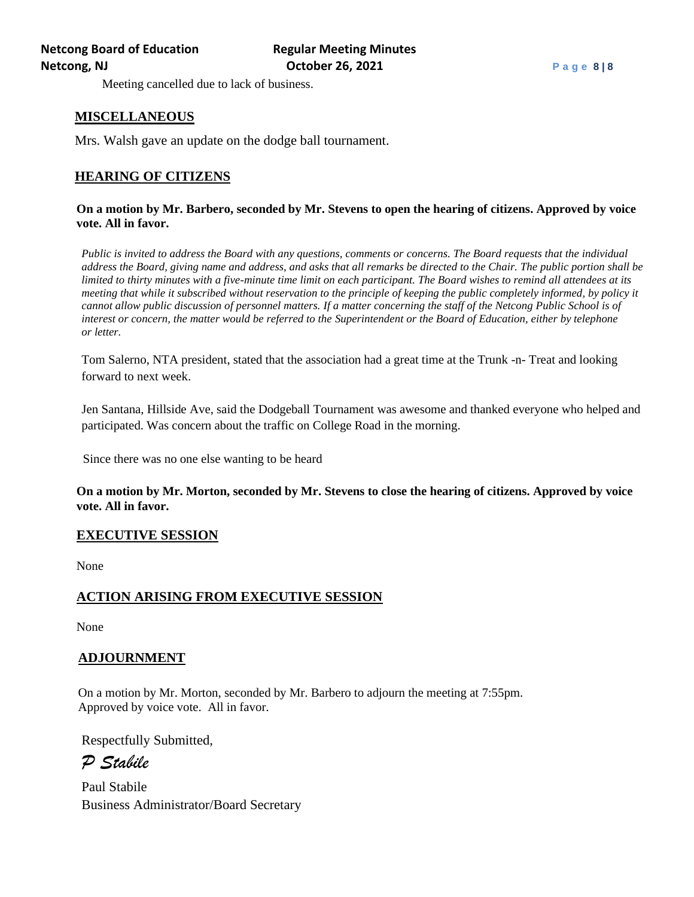Meeting cancelled due to lack of business.

## MISCELLANEOUS

Mrs. Walsh gave an update on the dodge ball tournament.

## HEARING OF CITIZENS

**On a motion by Mr. Barbero, seconded by Mr. Stevens to open the hearing of citizens. Approved by voice vote. All in favor.**

*Public is invited to address the Board with any questions, comments or concerns. The Board requests that the individual address the Board, giving name and address, and asks that all remarks be directed to the Chair. The public portion shall be limited to thirty minutes with a five-minute time limit on each participant. The Board wishes to remind all attendees at its meeting that while it subscribed without reservation to the principle of keeping the public completely informed, by policy it cannot allow public discussion of personnel matters. If a matter concerning the staff of the Netcong Public School is of interest or concern, the matter would be referred to the Superintendent or the Board of Education, either by telephone or letter.*

Tom Salerno, NTA president, stated that the association had a great time at the Trunk -n- Treat and looking forward to next week.

Jen Santana, Hillside Ave, said the Dodgeball Tournament was awesome and thanked everyone who helped and participated. Was concern about the traffic on College Road in the morning.

Since there was no one else wanting to be heard

**On a motion by Mr. Morton, seconded by Mr. Stevens to close the hearing of citizens. Approved by voice vote. All in favor.**

## EXECUTIVE SESSION

None

## ACTION ARISING FROM EXECUTIVE SESSION

None

## ADJOURNMENT

On a motion by Mr. Morton, seconded by Mr. Barbero to adjourn the meeting at 7:55pm. Approved by voice vote. All in favor.

Respectfully Submitted,

*P Stabile*

Paul Stabile
Business Administrator/Board Secretary